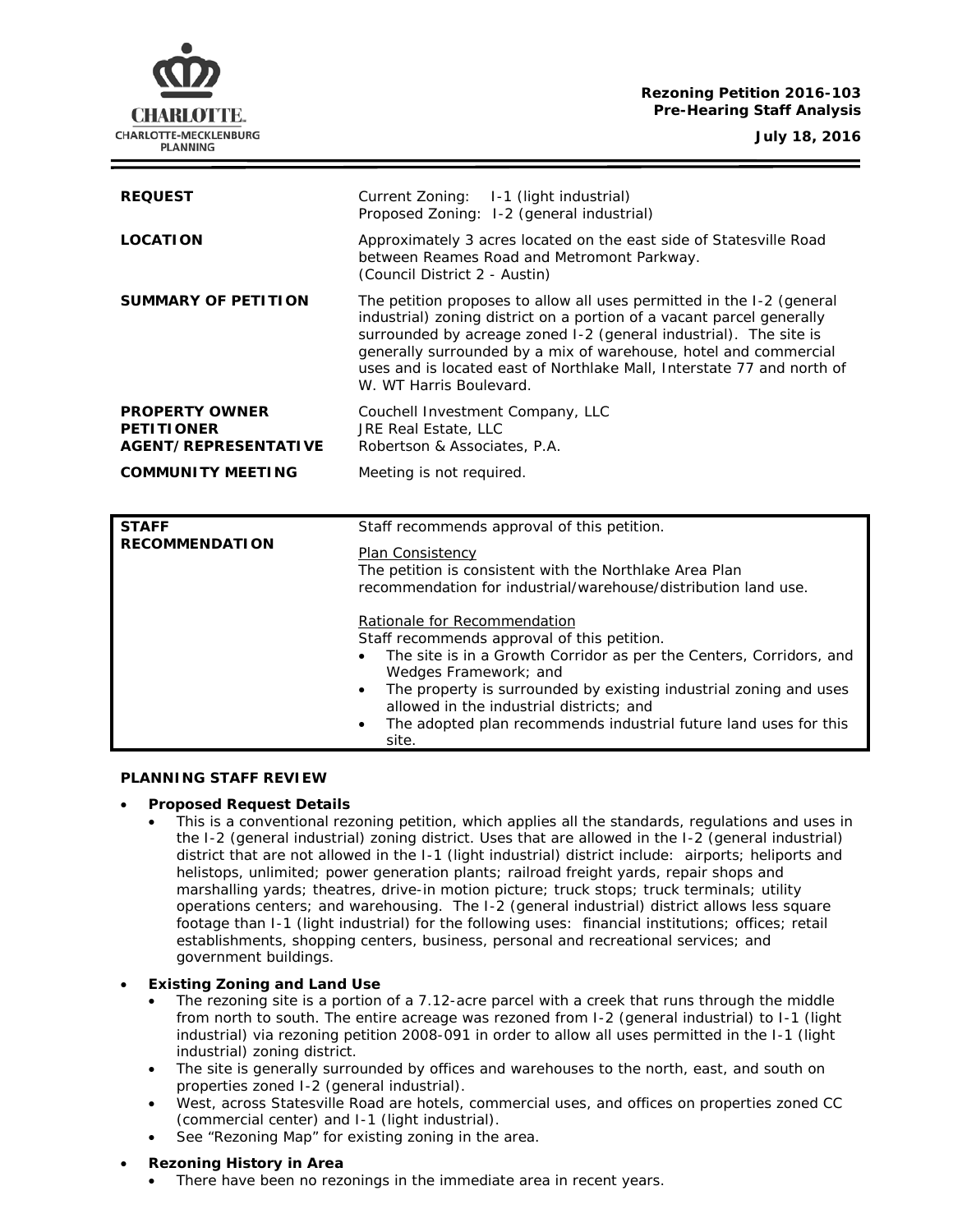**Rezoning Petition 2016-103**
**Pre-Hearing Staff Analysis**

**July 18, 2016**

| | |
|---|---|
| **REQUEST** | Current Zoning: I-1 (light industrial)<br>Proposed Zoning: I-2 (general industrial) |
| **LOCATION** | Approximately 3 acres located on the east side of Statesville Road between Reames Road and Metromont Parkway.<br>(Council District 2 - Austin) |
| **SUMMARY OF PETITION** | The petition proposes to allow all uses permitted in the I-2 (general industrial) zoning district on a portion of a vacant parcel generally surrounded by acreage zoned I-2 (general industrial). The site is generally surrounded by a mix of warehouse, hotel and commercial uses and is located east of Northlake Mall, Interstate 77 and north of W. WT Harris Boulevard. |
| **PROPERTY OWNER**<br>**PETITIONER**<br>**AGENT/REPRESENTATIVE** | Couchell Investment Company, LLC<br>JRE Real Estate, LLC<br>Robertson & Associates, P.A. |
| **COMMUNITY MEETING** | Meeting is not required. |

| | |
|---|---|
| **STAFF RECOMMENDATION** | Staff recommends approval of this petition.<br><br><u>Plan Consistency</u><br>The petition is consistent with the Northlake Area Plan recommendation for industrial/warehouse/distribution land use.<br><br><u>Rationale for Recommendation</u><br>Staff recommends approval of this petition.<br>• The site is in a Growth Corridor as per the Centers, Corridors, and Wedges Framework; and<br>• The property is surrounded by existing industrial zoning and uses allowed in the industrial districts; and<br>• The adopted plan recommends industrial future land uses for this site. |

## PLANNING STAFF REVIEW

- **Proposed Request Details**
  - This is a conventional rezoning petition, which applies all the standards, regulations and uses in the I-2 (general industrial) zoning district. Uses that are allowed in the I-2 (general industrial) district that are not allowed in the I-1 (light industrial) district include: airports; heliports and helistops, unlimited; power generation plants; railroad freight yards, repair shops and marshalling yards; theatres, drive-in motion picture; truck stops; truck terminals; utility operations centers; and warehousing. The I-2 (general industrial) district allows less square footage than I-1 (light industrial) for the following uses: financial institutions; offices; retail establishments, shopping centers, business, personal and recreational services; and government buildings.

- **Existing Zoning and Land Use**
  - The rezoning site is a portion of a 7.12-acre parcel with a creek that runs through the middle from north to south. The entire acreage was rezoned from I-2 (general industrial) to I-1 (light industrial) via rezoning petition 2008-091 in order to allow all uses permitted in the I-1 (light industrial) zoning district.
  - The site is generally surrounded by offices and warehouses to the north, east, and south on properties zoned I-2 (general industrial).
  - West, across Statesville Road are hotels, commercial uses, and offices on properties zoned CC (commercial center) and I-1 (light industrial).
  - See "Rezoning Map" for existing zoning in the area.

- **Rezoning History in Area**
  - There have been no rezonings in the immediate area in recent years.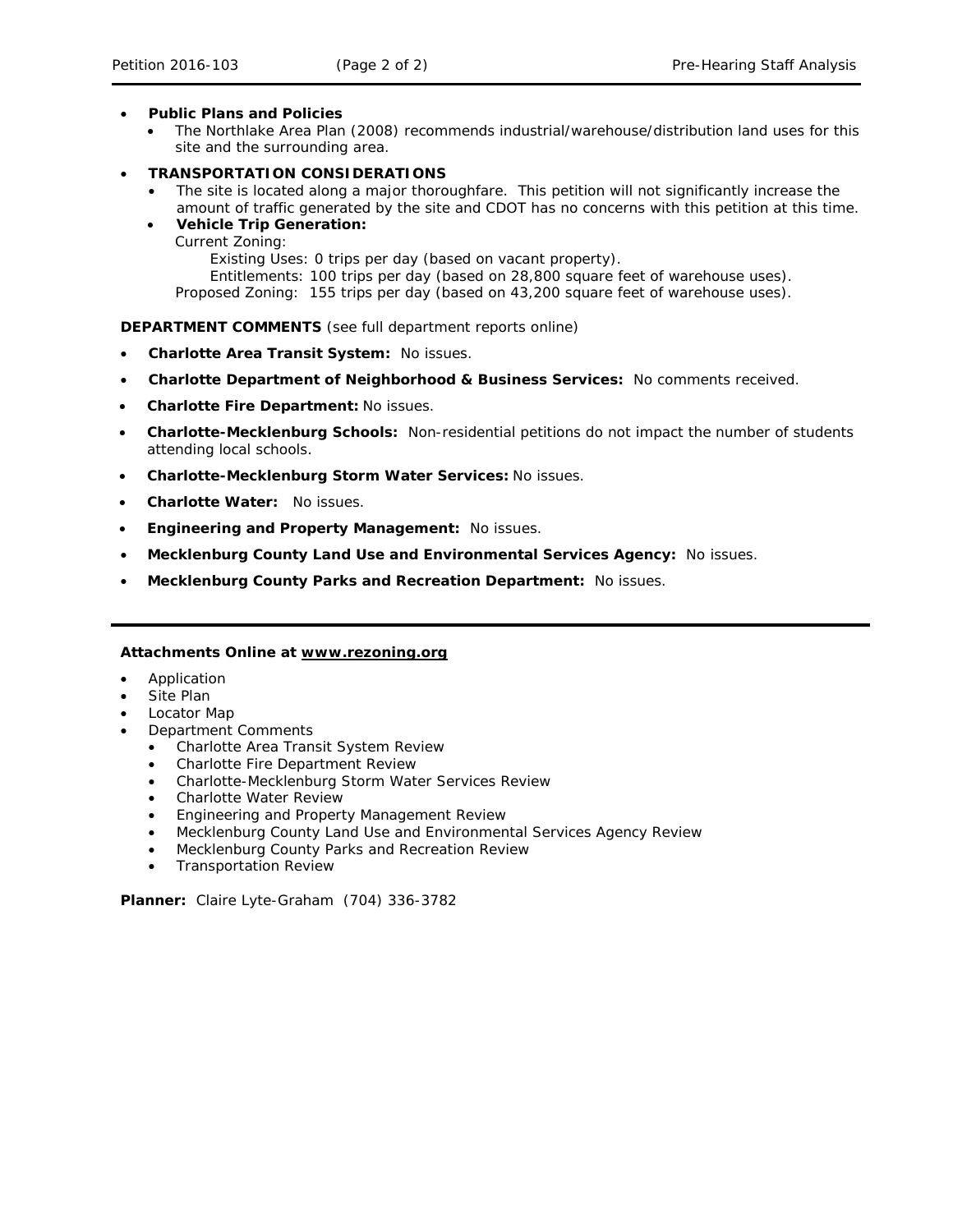- **Public Plans and Policies**
  - The Northlake Area Plan (2008) recommends industrial/warehouse/distribution land uses for this site and the surrounding area.

- **TRANSPORTATION CONSIDERATIONS**
  - The site is located along a major thoroughfare. This petition will not significantly increase the amount of traffic generated by the site and CDOT has no concerns with this petition at this time.
  - **Vehicle Trip Generation:**

    Current Zoning:

    Existing Uses: 0 trips per day (based on vacant property).

    Entitlements: 100 trips per day (based on 28,800 square feet of warehouse uses).

    Proposed Zoning: 155 trips per day (based on 43,200 square feet of warehouse uses).

**DEPARTMENT COMMENTS** (see full department reports online)

- **Charlotte Area Transit System:** No issues.
- **Charlotte Department of Neighborhood & Business Services:** No comments received.
- **Charlotte Fire Department:** No issues.
- **Charlotte-Mecklenburg Schools:** Non-residential petitions do not impact the number of students attending local schools.
- **Charlotte-Mecklenburg Storm Water Services:** No issues.
- **Charlotte Water:** No issues.
- **Engineering and Property Management:** No issues.
- **Mecklenburg County Land Use and Environmental Services Agency:** No issues.
- **Mecklenburg County Parks and Recreation Department:** No issues.

---

**Attachments Online at www.rezoning.org**

- Application
- Site Plan
- Locator Map
- Department Comments
  - Charlotte Area Transit System Review
  - Charlotte Fire Department Review
  - Charlotte-Mecklenburg Storm Water Services Review
  - Charlotte Water Review
  - Engineering and Property Management Review
  - Mecklenburg County Land Use and Environmental Services Agency Review
  - Mecklenburg County Parks and Recreation Review
  - Transportation Review

**Planner:** Claire Lyte-Graham (704) 336-3782